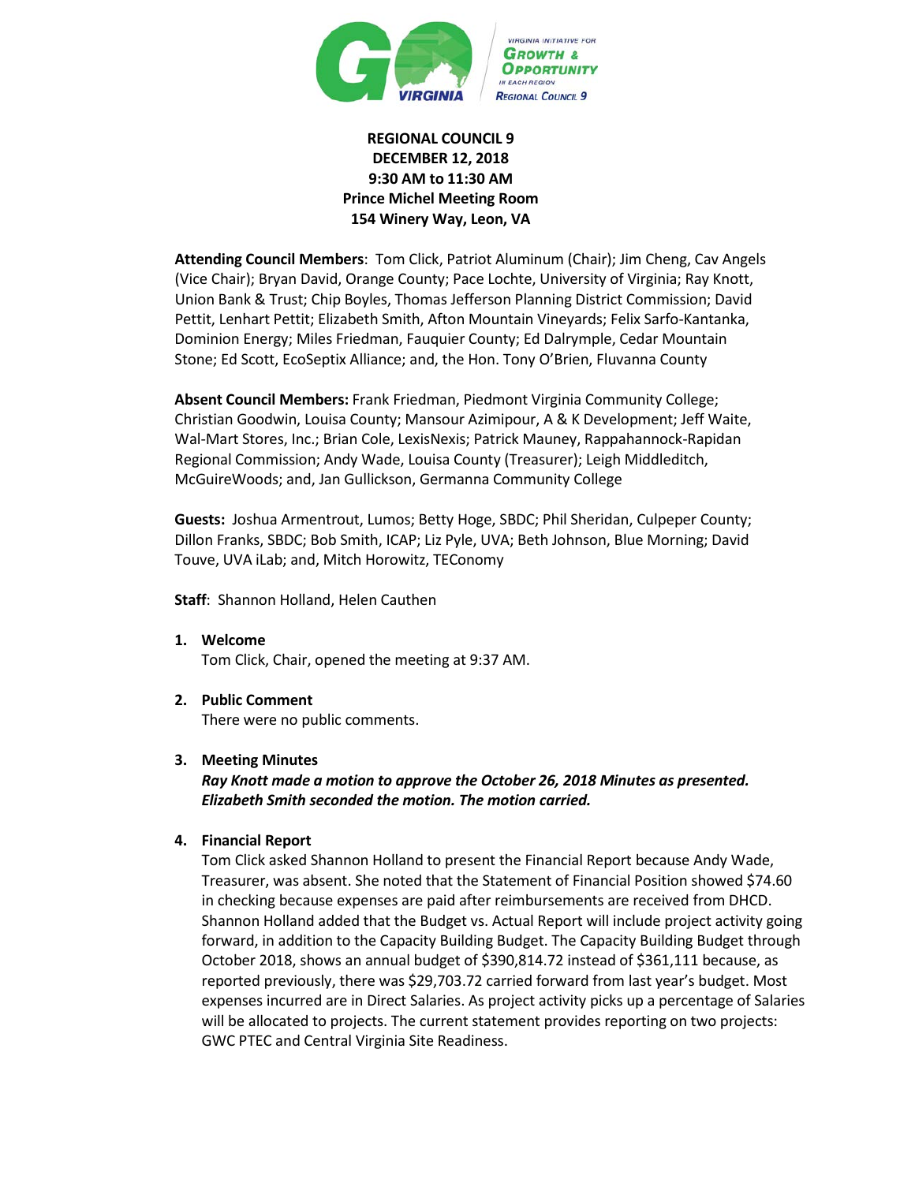**REGIONAL COUNCIL 9**
**DECEMBER 12, 2018**
**9:30 AM to 11:30 AM**
**Prince Michel Meeting Room**
**154 Winery Way, Leon, VA**

**Attending Council Members**: Tom Click, Patriot Aluminum (Chair); Jim Cheng, Cav Angels (Vice Chair); Bryan David, Orange County; Pace Lochte, University of Virginia; Ray Knott, Union Bank & Trust; Chip Boyles, Thomas Jefferson Planning District Commission; David Pettit, Lenhart Pettit; Elizabeth Smith, Afton Mountain Vineyards; Felix Sarfo-Kantanka, Dominion Energy; Miles Friedman, Fauquier County; Ed Dalrymple, Cedar Mountain Stone; Ed Scott, EcoSeptix Alliance; and, the Hon. Tony O'Brien, Fluvanna County

**Absent Council Members:** Frank Friedman, Piedmont Virginia Community College; Christian Goodwin, Louisa County; Mansour Azimipour, A & K Development; Jeff Waite, Wal-Mart Stores, Inc.; Brian Cole, LexisNexis; Patrick Mauney, Rappahannock-Rapidan Regional Commission; Andy Wade, Louisa County (Treasurer); Leigh Middleditch, McGuireWoods; and, Jan Gullickson, Germanna Community College

**Guests:** Joshua Armentrout, Lumos; Betty Hoge, SBDC; Phil Sheridan, Culpeper County; Dillon Franks, SBDC; Bob Smith, ICAP; Liz Pyle, UVA; Beth Johnson, Blue Morning; David Touve, UVA iLab; and, Mitch Horowitz, TEConomy

**Staff**: Shannon Holland, Helen Cauthen

1. **Welcome**
   Tom Click, Chair, opened the meeting at 9:37 AM.

2. **Public Comment**
   There were no public comments.

3. **Meeting Minutes**
   ***Ray Knott made a motion to approve the October 26, 2018 Minutes as presented. Elizabeth Smith seconded the motion. The motion carried.***

4. **Financial Report**
   Tom Click asked Shannon Holland to present the Financial Report because Andy Wade, Treasurer, was absent. She noted that the Statement of Financial Position showed $74.60 in checking because expenses are paid after reimbursements are received from DHCD. Shannon Holland added that the Budget vs. Actual Report will include project activity going forward, in addition to the Capacity Building Budget. The Capacity Building Budget through October 2018, shows an annual budget of $390,814.72 instead of $361,111 because, as reported previously, there was $29,703.72 carried forward from last year's budget. Most expenses incurred are in Direct Salaries. As project activity picks up a percentage of Salaries will be allocated to projects. The current statement provides reporting on two projects: GWC PTEC and Central Virginia Site Readiness.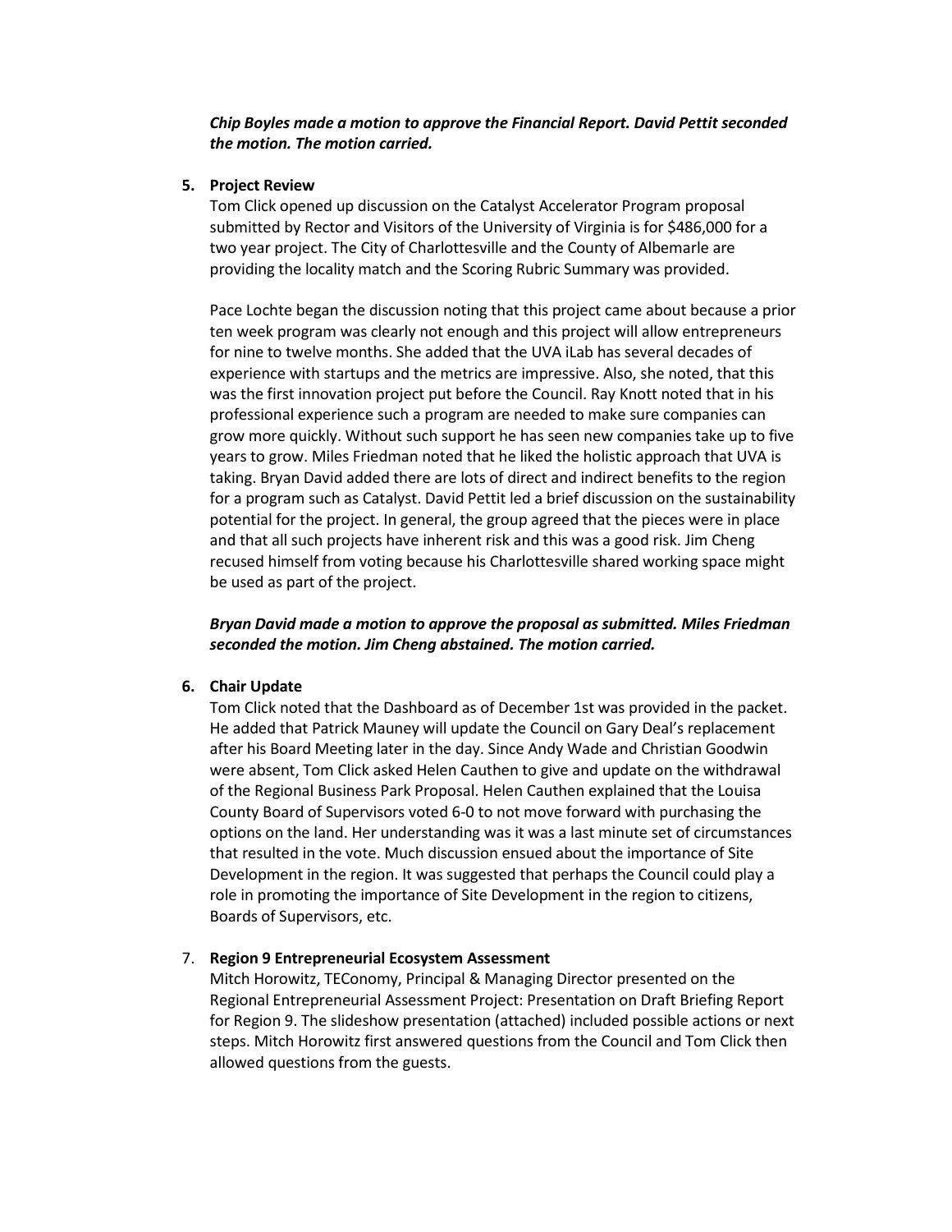***Chip Boyles made a motion to approve the Financial Report. David Pettit seconded the motion. The motion carried.***

5. **Project Review**

   Tom Click opened up discussion on the Catalyst Accelerator Program proposal submitted by Rector and Visitors of the University of Virginia is for $486,000 for a two year project. The City of Charlottesville and the County of Albemarle are providing the locality match and the Scoring Rubric Summary was provided.

   Pace Lochte began the discussion noting that this project came about because a prior ten week program was clearly not enough and this project will allow entrepreneurs for nine to twelve months. She added that the UVA iLab has several decades of experience with startups and the metrics are impressive. Also, she noted, that this was the first innovation project put before the Council. Ray Knott noted that in his professional experience such a program are needed to make sure companies can grow more quickly. Without such support he has seen new companies take up to five years to grow. Miles Friedman noted that he liked the holistic approach that UVA is taking. Bryan David added there are lots of direct and indirect benefits to the region for a program such as Catalyst. David Pettit led a brief discussion on the sustainability potential for the project. In general, the group agreed that the pieces were in place and that all such projects have inherent risk and this was a good risk. Jim Cheng recused himself from voting because his Charlottesville shared working space might be used as part of the project.

   ***Bryan David made a motion to approve the proposal as submitted. Miles Friedman seconded the motion. Jim Cheng abstained. The motion carried.***

6. **Chair Update**

   Tom Click noted that the Dashboard as of December 1st was provided in the packet. He added that Patrick Mauney will update the Council on Gary Deal's replacement after his Board Meeting later in the day. Since Andy Wade and Christian Goodwin were absent, Tom Click asked Helen Cauthen to give and update on the withdrawal of the Regional Business Park Proposal. Helen Cauthen explained that the Louisa County Board of Supervisors voted 6-0 to not move forward with purchasing the options on the land. Her understanding was it was a last minute set of circumstances that resulted in the vote. Much discussion ensued about the importance of Site Development in the region. It was suggested that perhaps the Council could play a role in promoting the importance of Site Development in the region to citizens, Boards of Supervisors, etc.

7. **Region 9 Entrepreneurial Ecosystem Assessment**

   Mitch Horowitz, TEConomy, Principal & Managing Director presented on the Regional Entrepreneurial Assessment Project: Presentation on Draft Briefing Report for Region 9. The slideshow presentation (attached) included possible actions or next steps. Mitch Horowitz first answered questions from the Council and Tom Click then allowed questions from the guests.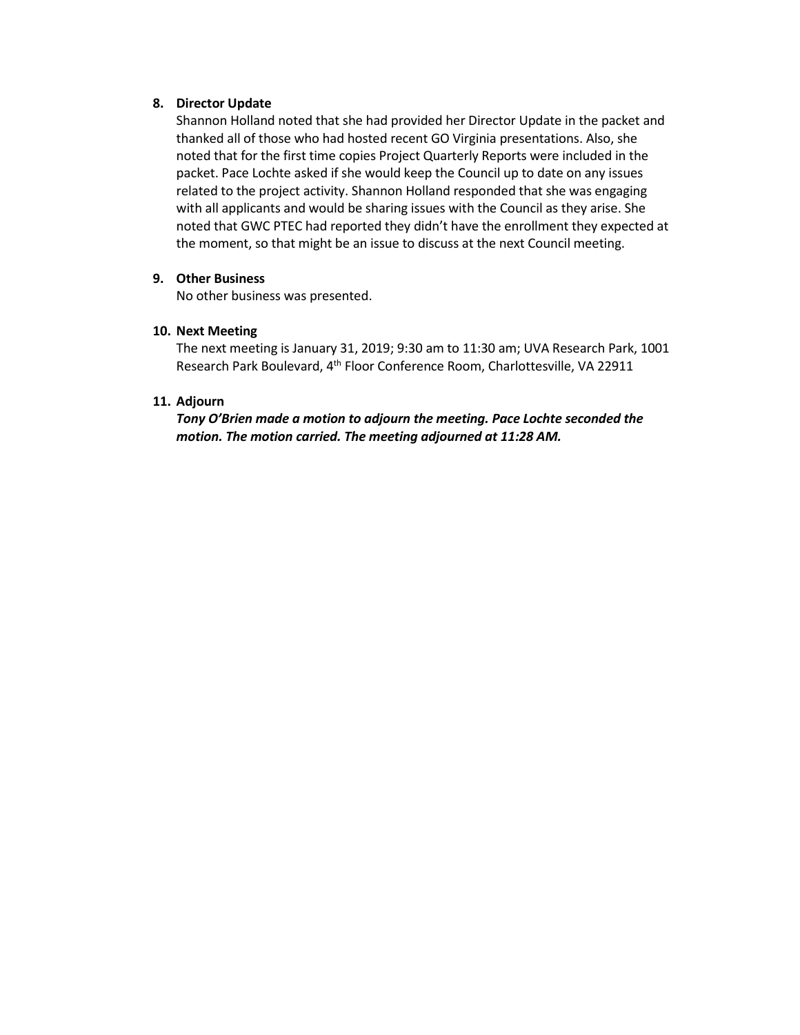8. **Director Update**

   Shannon Holland noted that she had provided her Director Update in the packet and thanked all of those who had hosted recent GO Virginia presentations. Also, she noted that for the first time copies Project Quarterly Reports were included in the packet. Pace Lochte asked if she would keep the Council up to date on any issues related to the project activity. Shannon Holland responded that she was engaging with all applicants and would be sharing issues with the Council as they arise. She noted that GWC PTEC had reported they didn't have the enrollment they expected at the moment, so that might be an issue to discuss at the next Council meeting.

9. **Other Business**

   No other business was presented.

10. **Next Meeting**

    The next meeting is January 31, 2019; 9:30 am to 11:30 am; UVA Research Park, 1001 Research Park Boulevard, 4th Floor Conference Room, Charlottesville, VA 22911

11. **Adjourn**

    ***Tony O'Brien made a motion to adjourn the meeting. Pace Lochte seconded the motion. The motion carried. The meeting adjourned at 11:28 AM.***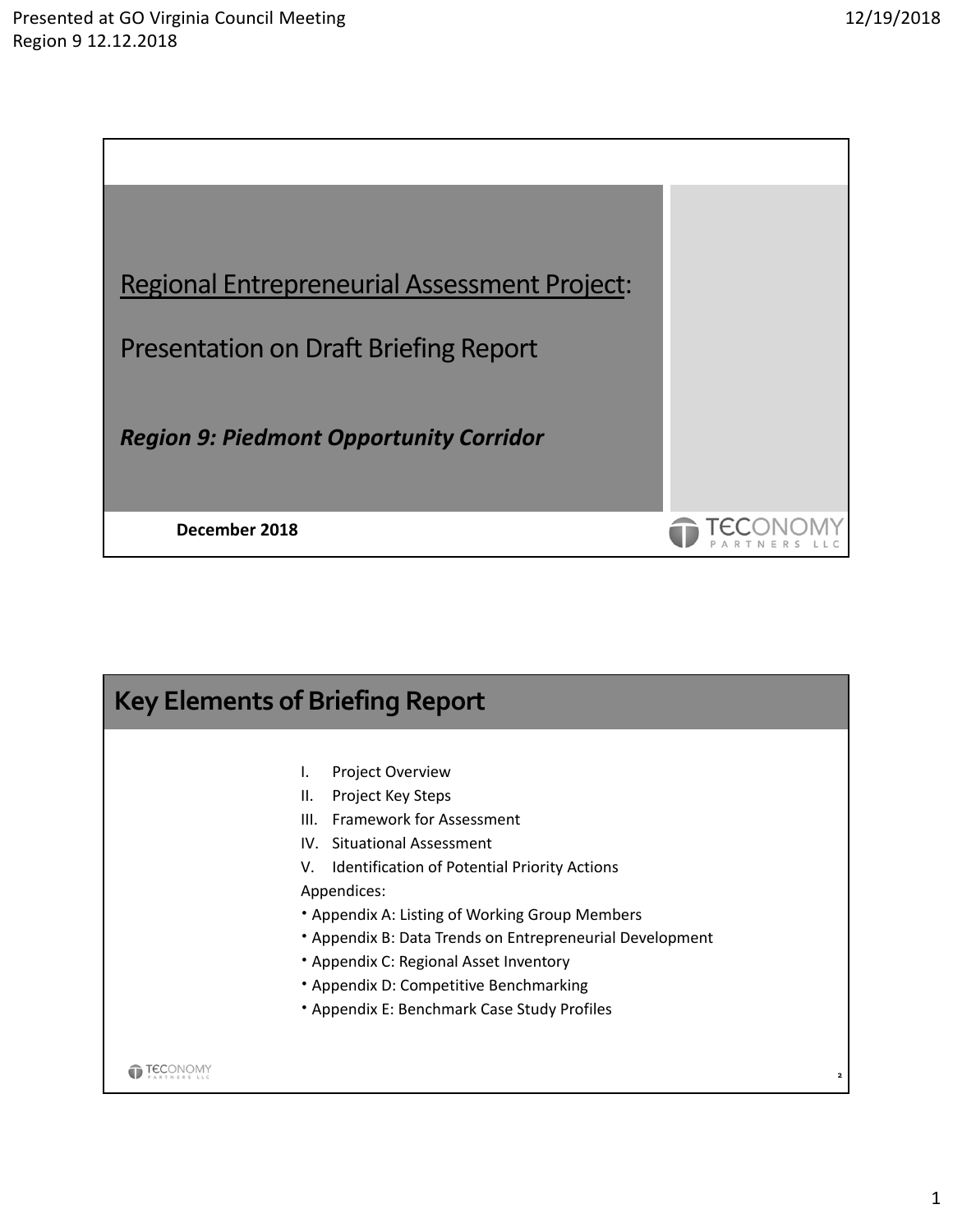## Regional Entrepreneurial Assessment Project:

Presentation on Draft Briefing Report

***Region 9: Piedmont Opportunity Corridor***

**December 2018**

TECONOMY PARTNERS LLC

## Key Elements of Briefing Report

I. Project Overview
II. Project Key Steps
III. Framework for Assessment
IV. Situational Assessment
V. Identification of Potential Priority Actions

Appendices:

- Appendix A: Listing of Working Group Members
- Appendix B: Data Trends on Entrepreneurial Development
- Appendix C: Regional Asset Inventory
- Appendix D: Competitive Benchmarking
- Appendix E: Benchmark Case Study Profiles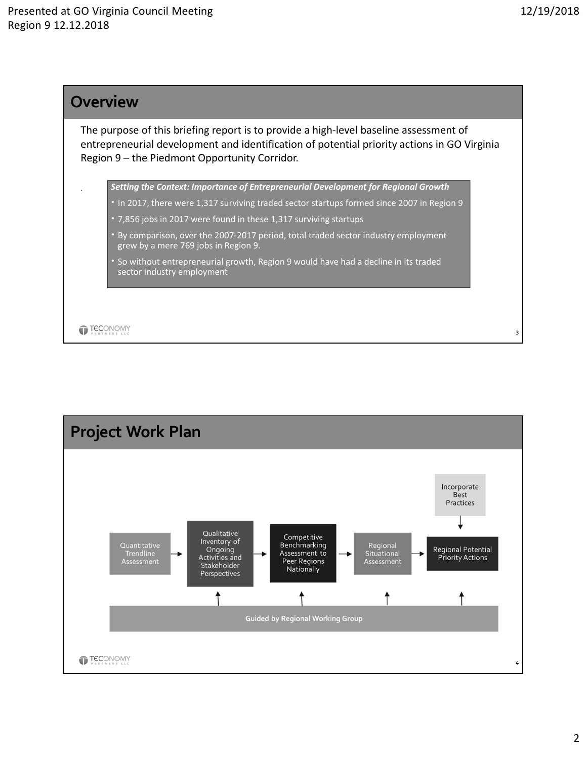## Overview

The purpose of this briefing report is to provide a high-level baseline assessment of entrepreneurial development and identification of potential priority actions in GO Virginia Region 9 – the Piedmont Opportunity Corridor.

***Setting the Context: Importance of Entrepreneurial Development for Regional Growth***

- In 2017, there were 1,317 surviving traded sector startups formed since 2007 in Region 9
- 7,856 jobs in 2017 were found in these 1,317 surviving startups
- By comparison, over the 2007-2017 period, total traded sector industry employment grew by a mere 769 jobs in Region 9.
- So without entrepreneurial growth, Region 9 would have had a decline in its traded sector industry employment

TECONOMY PARTNERS LLC

## Project Work Plan

Quantitative Trendline Assessment → Qualitative Inventory of Ongoing Activities and Stakeholder Perspectives → Competitive Benchmarking Assessment to Peer Regions Nationally → Regional Situational Assessment → Regional Potential Priority Actions

Incorporate Best Practices → Regional Potential Priority Actions

Guided by Regional Working Group

TECONOMY PARTNERS LLC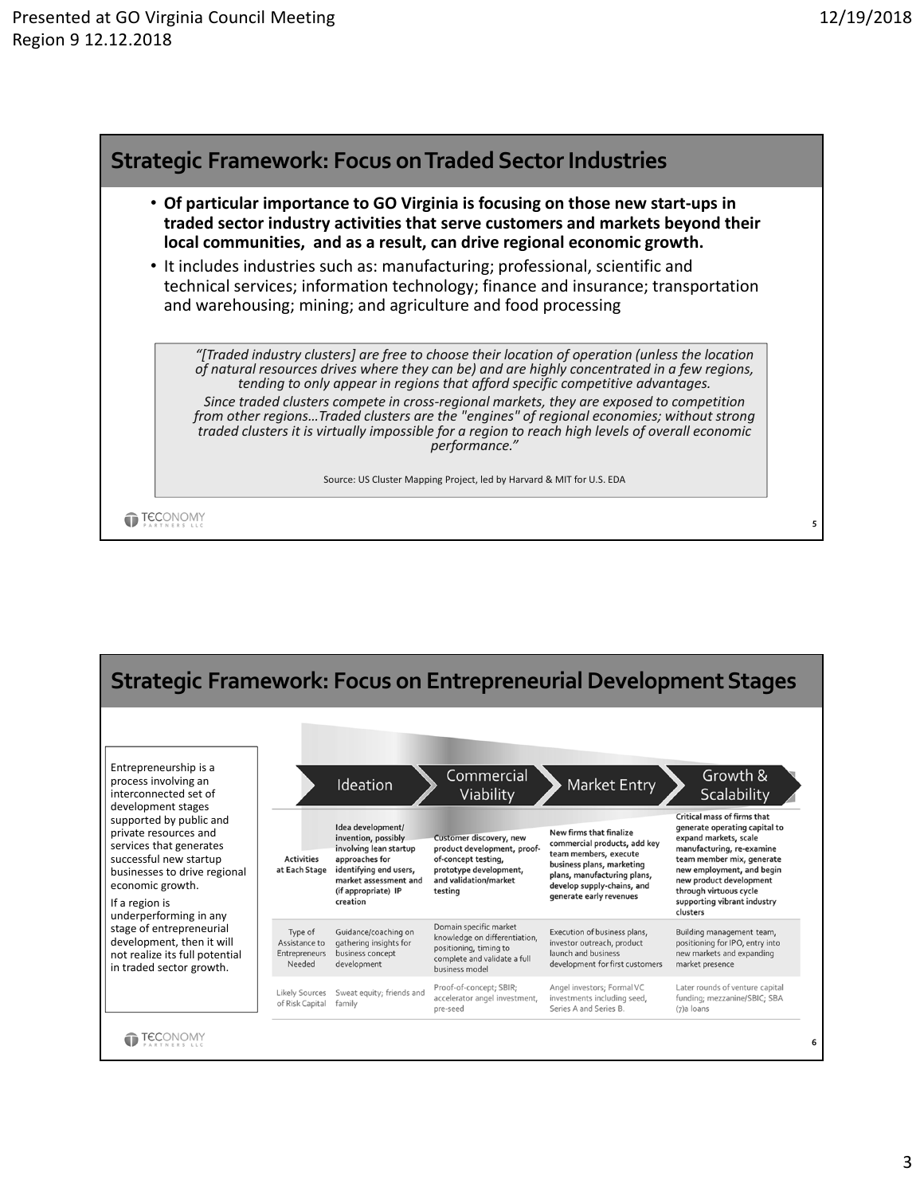## Strategic Framework: Focus on Traded Sector Industries

- **Of particular importance to GO Virginia is focusing on those new start-ups in traded sector industry activities that serve customers and markets beyond their local communities, and as a result, can drive regional economic growth.**
- It includes industries such as: manufacturing; professional, scientific and technical services; information technology; finance and insurance; transportation and warehousing; mining; and agriculture and food processing

> *"[Traded industry clusters] are free to choose their location of operation (unless the location of natural resources drives where they can be) and are highly concentrated in a few regions, tending to only appear in regions that afford specific competitive advantages.*
>
> *Since traded clusters compete in cross-regional markets, they are exposed to competition from other regions…Traded clusters are the "engines" of regional economies; without strong traded clusters it is virtually impossible for a region to reach high levels of overall economic performance."*
>
> Source: US Cluster Mapping Project, led by Harvard & MIT for U.S. EDA

## Strategic Framework: Focus on Entrepreneurial Development Stages

Entrepreneurship is a process involving an interconnected set of development stages supported by public and private resources and services that generates successful new startup businesses to drive regional economic growth.

If a region is underperforming in any stage of entrepreneurial development, then it will not realize its full potential in traded sector growth.

| | Ideation | Commercial Viability | Market Entry | Growth & Scalability |
|---|---|---|---|---|
| **Activities at Each Stage** | Idea development/ invention, possibly involving lean startup approaches for identifying end users, market assessment and (if appropriate) IP creation | Customer discovery, new product development, proof-of-concept testing, prototype development, and validation/market testing | New firms that finalize commercial products, add key team members, execute business plans, marketing plans, manufacturing plans, develop supply-chains, and generate early revenues | Critical mass of firms that generate operating capital to expand markets, scale manufacturing, re-examine team member mix, generate new employment, and begin new product development through virtuous cycle supporting vibrant industry clusters |
| Type of Assistance to Entrepreneurs Needed | Guidance/coaching on gathering insights for business concept development | Domain specific market knowledge on differentiation, positioning, timing to complete and validate a full business model | Execution of business plans, investor outreach, product launch and business development for first customers | Building management team, positioning for IPO, entry into new markets and expanding market presence |
| Likely Sources of Risk Capital | Sweat equity; friends and family | Proof-of-concept; SBIR; accelerator angel investment, pre-seed | Angel investors; Formal VC investments including seed, Series A and Series B. | Later rounds of venture capital funding; mezzanine/SBIC; SBA (7)a loans |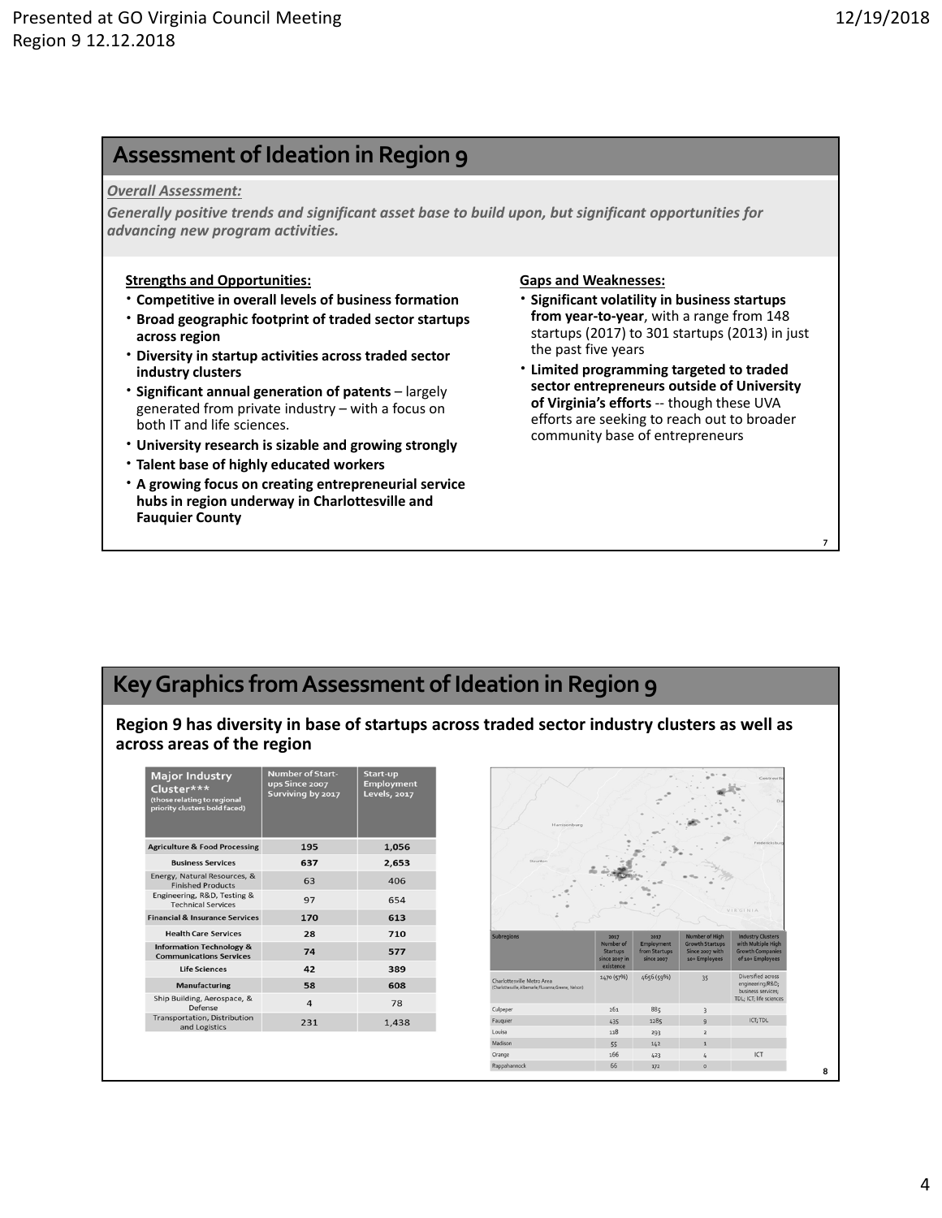# Assessment of Ideation in Region 9

***Overall Assessment:***

***Generally positive trends and significant asset base to build upon, but significant opportunities for advancing new program activities.***

**Strengths and Opportunities:**

- **Competitive in overall levels of business formation**
- **Broad geographic footprint of traded sector startups across region**
- **Diversity in startup activities across traded sector industry clusters**
- **Significant annual generation of patents** – largely generated from private industry – with a focus on both IT and life sciences.
- **University research is sizable and growing strongly**
- **Talent base of highly educated workers**
- **A growing focus on creating entrepreneurial service hubs in region underway in Charlottesville and Fauquier County**

**Gaps and Weaknesses:**

- **Significant volatility in business startups from year-to-year**, with a range from 148 startups (2017) to 301 startups (2013) in just the past five years
- **Limited programming targeted to traded sector entrepreneurs outside of University of Virginia's efforts** -- though these UVA efforts are seeking to reach out to broader community base of entrepreneurs

# Key Graphics from Assessment of Ideation in Region 9

**Region 9 has diversity in base of startups across traded sector industry clusters as well as across areas of the region**

| Major Industry Cluster*** (those relating to regional priority clusters bold faced) | Number of Start-ups Since 2007 Surviving by 2017 | Start-up Employment Levels, 2017 |
|---|---|---|
| **Agriculture & Food Processing** | 195 | 1,056 |
| **Business Services** | 637 | 2,653 |
| Energy, Natural Resources, & Finished Products | 63 | 406 |
| Engineering, R&D, Testing & Technical Services | 97 | 654 |
| **Financial & Insurance Services** | 170 | 613 |
| **Health Care Services** | 28 | 710 |
| **Information Technology & Communications Services** | 74 | 577 |
| **Life Sciences** | 42 | 389 |
| **Manufacturing** | 58 | 608 |
| Ship Building, Aerospace, & Defense | 4 | 78 |
| Transportation, Distribution and Logistics | 231 | 1,438 |

| Subregions | 2017 Number of Startups since 2007 in existence | 2017 Employment from Startups since 2007 | Number of High Growth Startups Since 2007 with 10+ Employees | Industry Clusters with Multiple High Growth Companies of 10+ Employees |
|---|---|---|---|---|
| Charlottesville Metro Area (Charlottesville, Albemarle, Fluvanna, Greene, Nelson) | 1470 (57%) | 4656 (59%) | 35 | Diversified across engineering/R&D; business services; TDL; ICT; life sciences |
| Culpeper | 261 | 885 | 3 | |
| Fauquier | 435 | 1285 | 9 | ICT; TDL |
| Louisa | 118 | 293 | 2 | |
| Madison | 55 | 142 | 1 | |
| Orange | 166 | 423 | 4 | ICT |
| Rappahannock | 66 | 172 | 0 | |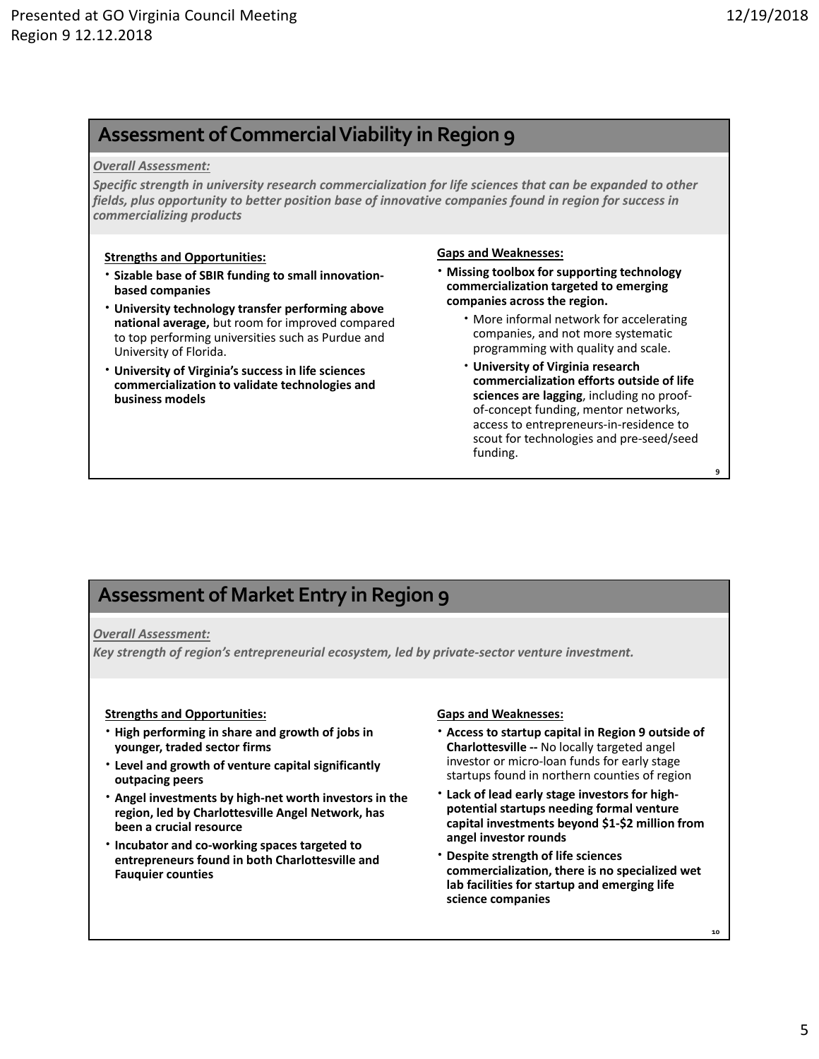## Assessment of Commercial Viability in Region 9

***Overall Assessment:***

***Specific strength in university research commercialization for life sciences that can be expanded to other fields, plus opportunity to better position base of innovative companies found in region for success in commercializing products***

**Strengths and Opportunities:**

- **Sizable base of SBIR funding to small innovation-based companies**
- **University technology transfer performing above national average,** but room for improved compared to top performing universities such as Purdue and University of Florida.
- **University of Virginia's success in life sciences commercialization to validate technologies and business models**

**Gaps and Weaknesses:**

- **Missing toolbox for supporting technology commercialization targeted to emerging companies across the region.**
  - More informal network for accelerating companies, and not more systematic programming with quality and scale.
  - **University of Virginia research commercialization efforts outside of life sciences are lagging**, including no proof-of-concept funding, mentor networks, access to entrepreneurs-in-residence to scout for technologies and pre-seed/seed funding.

## Assessment of Market Entry in Region 9

***Overall Assessment:***

***Key strength of region's entrepreneurial ecosystem, led by private-sector venture investment.***

**Strengths and Opportunities:**

- **High performing in share and growth of jobs in younger, traded sector firms**
- **Level and growth of venture capital significantly outpacing peers**
- **Angel investments by high-net worth investors in the region, led by Charlottesville Angel Network, has been a crucial resource**
- **Incubator and co-working spaces targeted to entrepreneurs found in both Charlottesville and Fauquier counties**

**Gaps and Weaknesses:**

- **Access to startup capital in Region 9 outside of Charlottesville --** No locally targeted angel investor or micro-loan funds for early stage startups found in northern counties of region
- **Lack of lead early stage investors for high-potential startups needing formal venture capital investments beyond $1-$2 million from angel investor rounds**
- **Despite strength of life sciences commercialization, there is no specialized wet lab facilities for startup and emerging life science companies**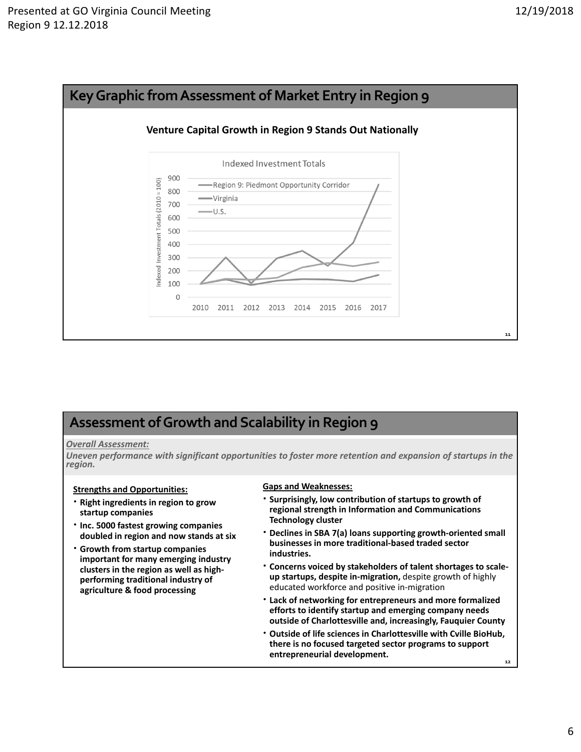## Key Graphic from Assessment of Market Entry in Region 9

**Venture Capital Growth in Region 9 Stands Out Nationally**

Indexed Investment Totals

Indexed Investment Totals (2010 = 100)

- Region 9: Piedmont Opportunity Corridor
- Virginia
- U.S.

0, 100, 200, 300, 400, 500, 600, 700, 800, 900

2010, 2011, 2012, 2013, 2014, 2015, 2016, 2017

## Assessment of Growth and Scalability in Region 9

***Overall Assessment:***

***Uneven performance with significant opportunities to foster more retention and expansion of startups in the region.***

**Strengths and Opportunities:**

- **Right ingredients in region to grow startup companies**
- **Inc. 5000 fastest growing companies doubled in region and now stands at six**
- **Growth from startup companies important for many emerging industry clusters in the region as well as high-performing traditional industry of agriculture & food processing**

**Gaps and Weaknesses:**

- **Surprisingly, low contribution of startups to growth of regional strength in Information and Communications Technology cluster**
- **Declines in SBA 7(a) loans supporting growth-oriented small businesses in more traditional-based traded sector industries.**
- **Concerns voiced by stakeholders of talent shortages to scale-up startups, despite in-migration,** despite growth of highly educated workforce and positive in-migration
- **Lack of networking for entrepreneurs and more formalized efforts to identify startup and emerging company needs outside of Charlottesville and, increasingly, Fauquier County**
- **Outside of life sciences in Charlottesville with Cville BioHub, there is no focused targeted sector programs to support entrepreneurial development.**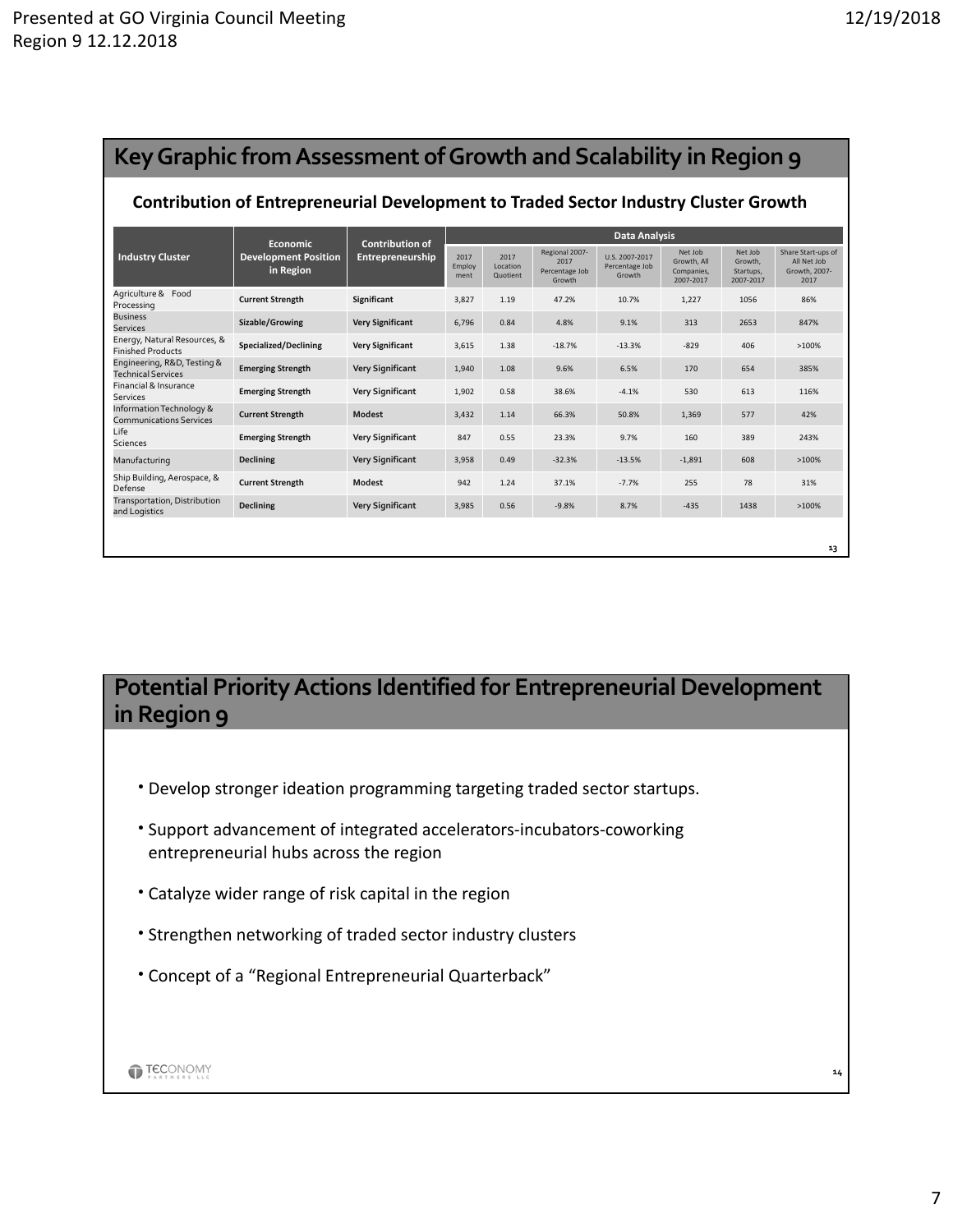## Key Graphic from Assessment of Growth and Scalability in Region 9

### Contribution of Entrepreneurial Development to Traded Sector Industry Cluster Growth

| Industry Cluster | Economic Development Position in Region | Contribution of Entrepreneurship | Data Analysis | | | | | | |
|---|---|---|---|---|---|---|---|---|---|
| | | | 2017 Employment | 2017 Location Quotient | Regional 2007-2017 Percentage Job Growth | U.S. 2007-2017 Percentage Job Growth | Net Job Growth, All Companies, 2007-2017 | Net Job Growth, Startups, 2007-2017 | Share Start-ups of All Net Job Growth, 2007-2017 |
| Agriculture & Food Processing | Current Strength | Significant | 3,827 | 1.19 | 47.2% | 10.7% | 1,227 | 1056 | 86% |
| Business Services | Sizable/Growing | Very Significant | 6,796 | 0.84 | 4.8% | 9.1% | 313 | 2653 | 847% |
| Energy, Natural Resources, & Finished Products | Specialized/Declining | Very Significant | 3,615 | 1.38 | -18.7% | -13.3% | -829 | 406 | >100% |
| Engineering, R&D, Testing & Technical Services | Emerging Strength | Very Significant | 1,940 | 1.08 | 9.6% | 6.5% | 170 | 654 | 385% |
| Financial & Insurance Services | Emerging Strength | Very Significant | 1,902 | 0.58 | 38.6% | -4.1% | 530 | 613 | 116% |
| Information Technology & Communications Services | Current Strength | Modest | 3,432 | 1.14 | 66.3% | 50.8% | 1,369 | 577 | 42% |
| Life Sciences | Emerging Strength | Very Significant | 847 | 0.55 | 23.3% | 9.7% | 160 | 389 | 243% |
| Manufacturing | Declining | Very Significant | 3,958 | 0.49 | -32.3% | -13.5% | -1,891 | 608 | >100% |
| Ship Building, Aerospace, & Defense | Current Strength | Modest | 942 | 1.24 | 37.1% | -7.7% | 255 | 78 | 31% |
| Transportation, Distribution and Logistics | Declining | Very Significant | 3,985 | 0.56 | -9.8% | 8.7% | -435 | 1438 | >100% |

## Potential Priority Actions Identified for Entrepreneurial Development in Region 9

- Develop stronger ideation programming targeting traded sector startups.
- Support advancement of integrated accelerators-incubators-coworking entrepreneurial hubs across the region
- Catalyze wider range of risk capital in the region
- Strengthen networking of traded sector industry clusters
- Concept of a "Regional Entrepreneurial Quarterback"

TECONOMY PARTNERS LLC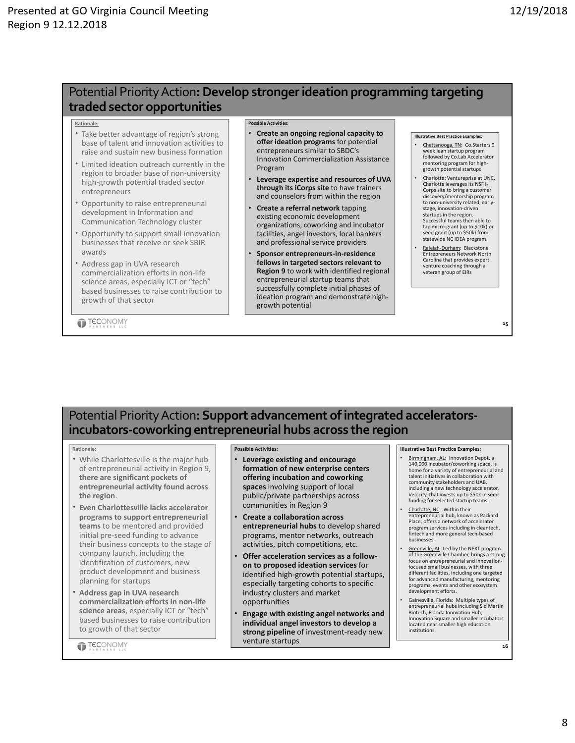## Potential Priority Action: **Develop stronger ideation programming targeting traded sector opportunities**

**Rationale:**

- Take better advantage of region's strong base of talent and innovation activities to raise and sustain new business formation
- Limited ideation outreach currently in the region to broader base of non-university high-growth potential traded sector entrepreneurs
- Opportunity to raise entrepreneurial development in Information and Communication Technology cluster
- Opportunity to support small innovation businesses that receive or seek SBIR awards
- Address gap in UVA research commercialization efforts in non-life science areas, especially ICT or "tech" based businesses to raise contribution to growth of that sector

**Possible Activities:**

- **Create an ongoing regional capacity to offer ideation programs** for potential entrepreneurs similar to SBDC's Innovation Commercialization Assistance Program
- **Leverage expertise and resources of UVA through its iCorps site** to have trainers and counselors from within the region
- **Create a referral network** tapping existing economic development organizations, coworking and incubator facilities, angel investors, local bankers and professional service providers
- **Sponsor entrepreneurs-in-residence fellows in targeted sectors relevant to Region 9** to work with identified regional entrepreneurial startup teams that successfully complete initial phases of ideation program and demonstrate high-growth potential

**Illustrative Best Practice Examples:**

- Chattanooga, TN: Co.Starters 9 week lean startup program followed by Co.Lab Accelerator mentoring program for high-growth potential startups
- Charlotte: Ventureprise at UNC, Charlotte leverages its NSF i-Corps site to bring a customer discovery/mentorship program to non-university related, early-stage, innovation-driven startups in the region. Successful teams then able to tap micro-grant (up to $10k) or seed grant (up to $50k) from statewide NC IDEA program.
- Raleigh-Durham: Blackstone Entrepreneurs Network North Carolina that provides expert venture coaching through a veteran group of EIRs

TECONOMY PARTNERS LLC

## Potential Priority Action: **Support advancement of integrated accelerators-incubators-coworking entrepreneurial hubs across the region**

**Rationale:**

- While Charlottesville is the major hub of entrepreneurial activity in Region 9, **there are significant pockets of entrepreneurial activity found across the region**.
- **Even Charlottesville lacks accelerator programs to support entrepreneurial teams** to be mentored and provided initial pre-seed funding to advance their business concepts to the stage of company launch, including the identification of customers, new product development and business planning for startups
- **Address gap in UVA research commercialization efforts in non-life science areas**, especially ICT or "tech" based businesses to raise contribution to growth of that sector

**Possible Activities:**

- **Leverage existing and encourage formation of new enterprise centers offering incubation and coworking spaces** involving support of local public/private partnerships across communities in Region 9
- **Create a collaboration across entrepreneurial hubs** to develop shared programs, mentor networks, outreach activities, pitch competitions, etc.
- **Offer acceleration services as a follow-on to proposed ideation services** for identified high-growth potential startups, especially targeting cohorts to specific industry clusters and market opportunities
- **Engage with existing angel networks and individual angel investors to develop a strong pipeline** of investment-ready new venture startups

**Illustrative Best Practice Examples:**

- Birmingham, AL: Innovation Depot, a 140,000 incubator/coworking space, is home for a variety of entrepreneurial and talent initiatives in collaboration with community stakeholders and UAB, including a new technology accelerator, Velocity, that invests up to $50k in seed funding for selected startup teams.
- Charlotte, NC: Within their entrepreneurial hub, known as Packard Place, offers a network of accelerator program services including in cleantech, fintech and more general tech-based businesses
- Greenville, AL: Led by the NEXT program of the Greenville Chamber, brings a strong focus on entrepreneurial and innovation-focused small businesses, with three different facilities, including one targeted for advanced manufacturing, mentoring programs, events and other ecosystem development efforts.
- Gainesville, Florida: Multiple types of entrepreneurial hubs including Sid Martin Biotech, Florida Innovation Hub, Innovation Square and smaller incubators located near smaller high education institutions.

TECONOMY PARTNERS LLC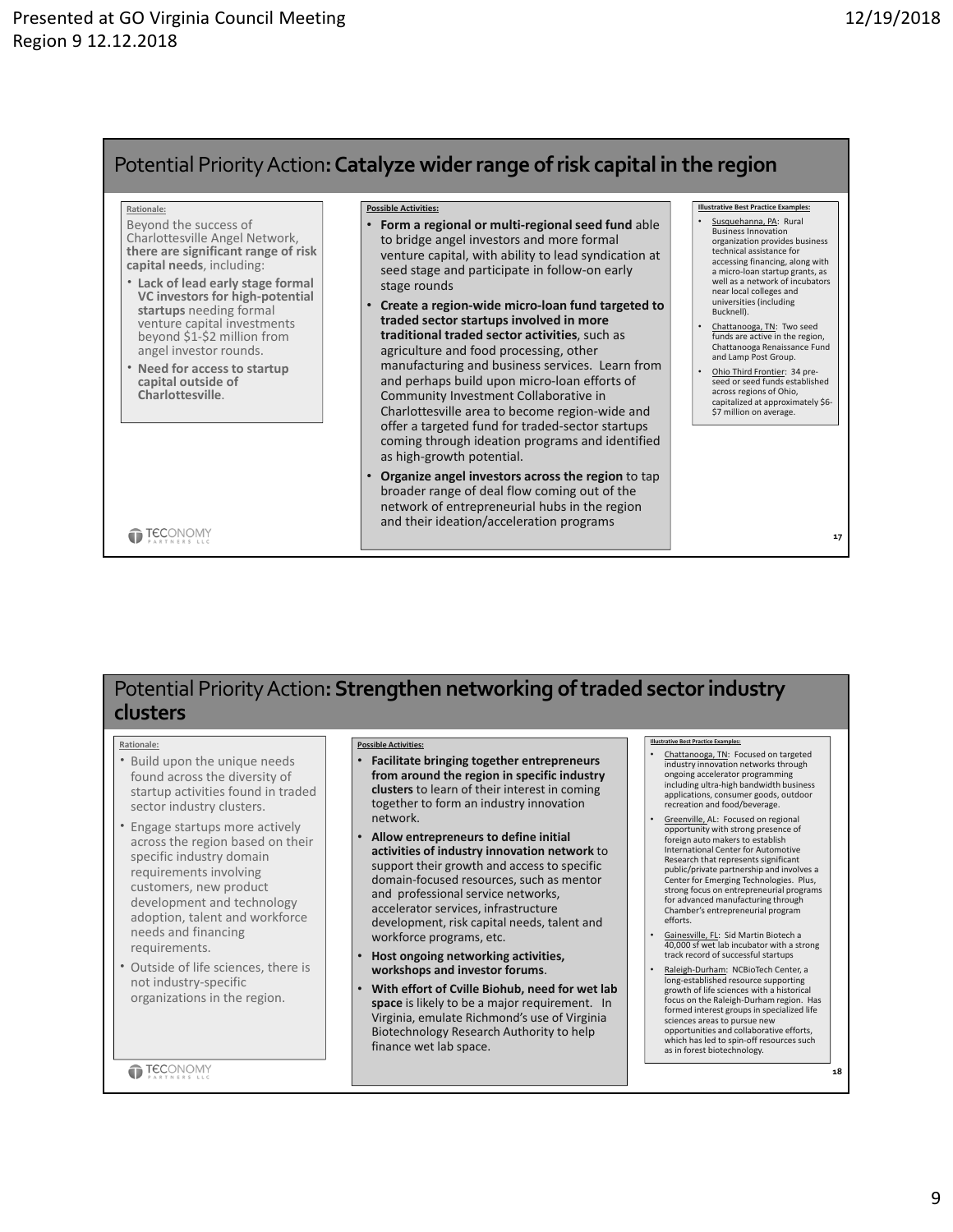## Potential Priority Action: **Catalyze wider range of risk capital in the region**

**Rationale:**

Beyond the success of Charlottesville Angel Network, **there are significant range of risk capital needs**, including:

- **Lack of lead early stage formal VC investors for high-potential startups** needing formal venture capital investments beyond $1-$2 million from angel investor rounds.
- **Need for access to startup capital outside of Charlottesville**.

**Possible Activities:**

- **Form a regional or multi-regional seed fund** able to bridge angel investors and more formal venture capital, with ability to lead syndication at seed stage and participate in follow-on early stage rounds
- **Create a region-wide micro-loan fund targeted to traded sector startups involved in more traditional traded sector activities**, such as agriculture and food processing, other manufacturing and business services. Learn from and perhaps build upon micro-loan efforts of Community Investment Collaborative in Charlottesville area to become region-wide and offer a targeted fund for traded-sector startups coming through ideation programs and identified as high-growth potential.
- **Organize angel investors across the region** to tap broader range of deal flow coming out of the network of entrepreneurial hubs in the region and their ideation/acceleration programs

**Illustrative Best Practice Examples:**

- Susquehanna, PA: Rural Business Innovation organization provides business technical assistance for accessing financing, along with a micro-loan startup grants, as well as a network of incubators near local colleges and universities (including Bucknell).
- Chattanooga, TN: Two seed funds are active in the region, Chattanooga Renaissance Fund and Lamp Post Group.
- Ohio Third Frontier: 34 pre-seed or seed funds established across regions of Ohio, capitalized at approximately $6-$7 million on average.

TECONOMY PARTNERS LLC

## Potential Priority Action: **Strengthen networking of traded sector industry clusters**

**Rationale:**

- Build upon the unique needs found across the diversity of startup activities found in traded sector industry clusters.
- Engage startups more actively across the region based on their specific industry domain requirements involving customers, new product development and technology adoption, talent and workforce needs and financing requirements.
- Outside of life sciences, there is not industry-specific organizations in the region.

**Possible Activities:**

- **Facilitate bringing together entrepreneurs from around the region in specific industry clusters** to learn of their interest in coming together to form an industry innovation network.
- **Allow entrepreneurs to define initial activities of industry innovation network** to support their growth and access to specific domain-focused resources, such as mentor and professional service networks, accelerator services, infrastructure development, risk capital needs, talent and workforce programs, etc.
- **Host ongoing networking activities, workshops and investor forums**.
- **With effort of Cville Biohub, need for wet lab space** is likely to be a major requirement. In Virginia, emulate Richmond's use of Virginia Biotechnology Research Authority to help finance wet lab space.

**Illustrative Best Practice Examples:**

- Chattanooga, TN: Focused on targeted industry innovation networks through ongoing accelerator programming including ultra-high bandwidth business applications, consumer goods, outdoor recreation and food/beverage.
- Greenville, AL: Focused on regional opportunity with strong presence of foreign auto makers to establish International Center for Automotive Research that represents significant public/private partnership and involves a Center for Emerging Technologies. Plus, strong focus on entrepreneurial programs for advanced manufacturing through Chamber's entrepreneurial program efforts.
- Gainesville, FL: Sid Martin Biotech a 40,000 sf wet lab incubator with a strong track record of successful startups
- Raleigh-Durham: NCBioTech Center, a long-established resource supporting growth of life sciences with a historical focus on the Raleigh-Durham region. Has formed interest groups in specialized life sciences areas to pursue new opportunities and collaborative efforts, which has led to spin-off resources such as in forest biotechnology.

TECONOMY PARTNERS LLC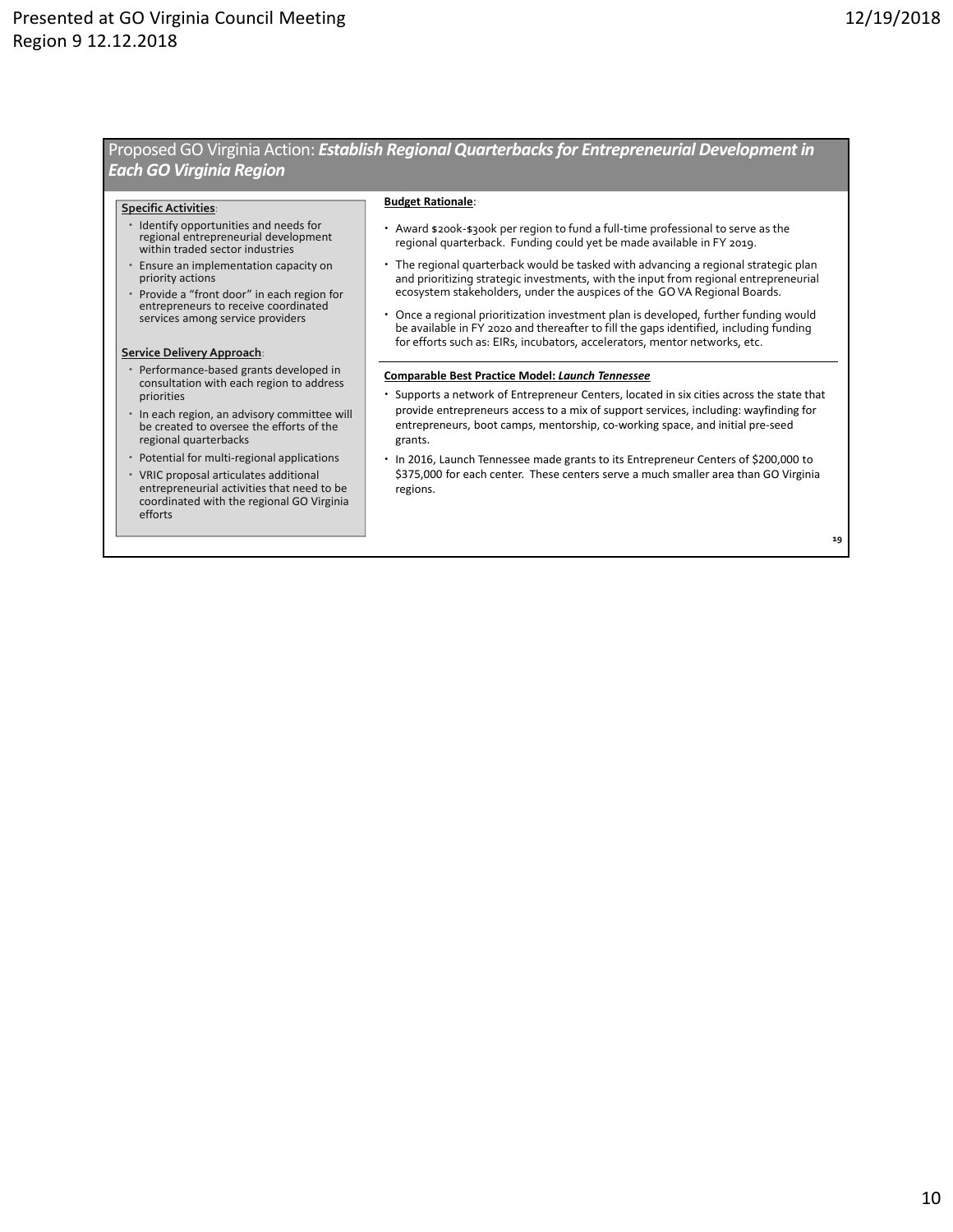## Proposed GO Virginia Action: *Establish Regional Quarterbacks for Entrepreneurial Development in Each GO Virginia Region*

**Specific Activities**:

- Identify opportunities and needs for regional entrepreneurial development within traded sector industries
- Ensure an implementation capacity on priority actions
- Provide a "front door" in each region for entrepreneurs to receive coordinated services among service providers

**Service Delivery Approach**:

- Performance-based grants developed in consultation with each region to address priorities
- In each region, an advisory committee will be created to oversee the efforts of the regional quarterbacks
- Potential for multi-regional applications
- VRIC proposal articulates additional entrepreneurial activities that need to be coordinated with the regional GO Virginia efforts

**Budget Rationale**:

- Award $200k-$300k per region to fund a full-time professional to serve as the regional quarterback. Funding could yet be made available in FY 2019.
- The regional quarterback would be tasked with advancing a regional strategic plan and prioritizing strategic investments, with the input from regional entrepreneurial ecosystem stakeholders, under the auspices of the GO VA Regional Boards.
- Once a regional prioritization investment plan is developed, further funding would be available in FY 2020 and thereafter to fill the gaps identified, including funding for efforts such as: EIRs, incubators, accelerators, mentor networks, etc.

**Comparable Best Practice Model: *Launch Tennessee***

- Supports a network of Entrepreneur Centers, located in six cities across the state that provide entrepreneurs access to a mix of support services, including: wayfinding for entrepreneurs, boot camps, mentorship, co-working space, and initial pre-seed grants.
- In 2016, Launch Tennessee made grants to its Entrepreneur Centers of $200,000 to $375,000 for each center. These centers serve a much smaller area than GO Virginia regions.